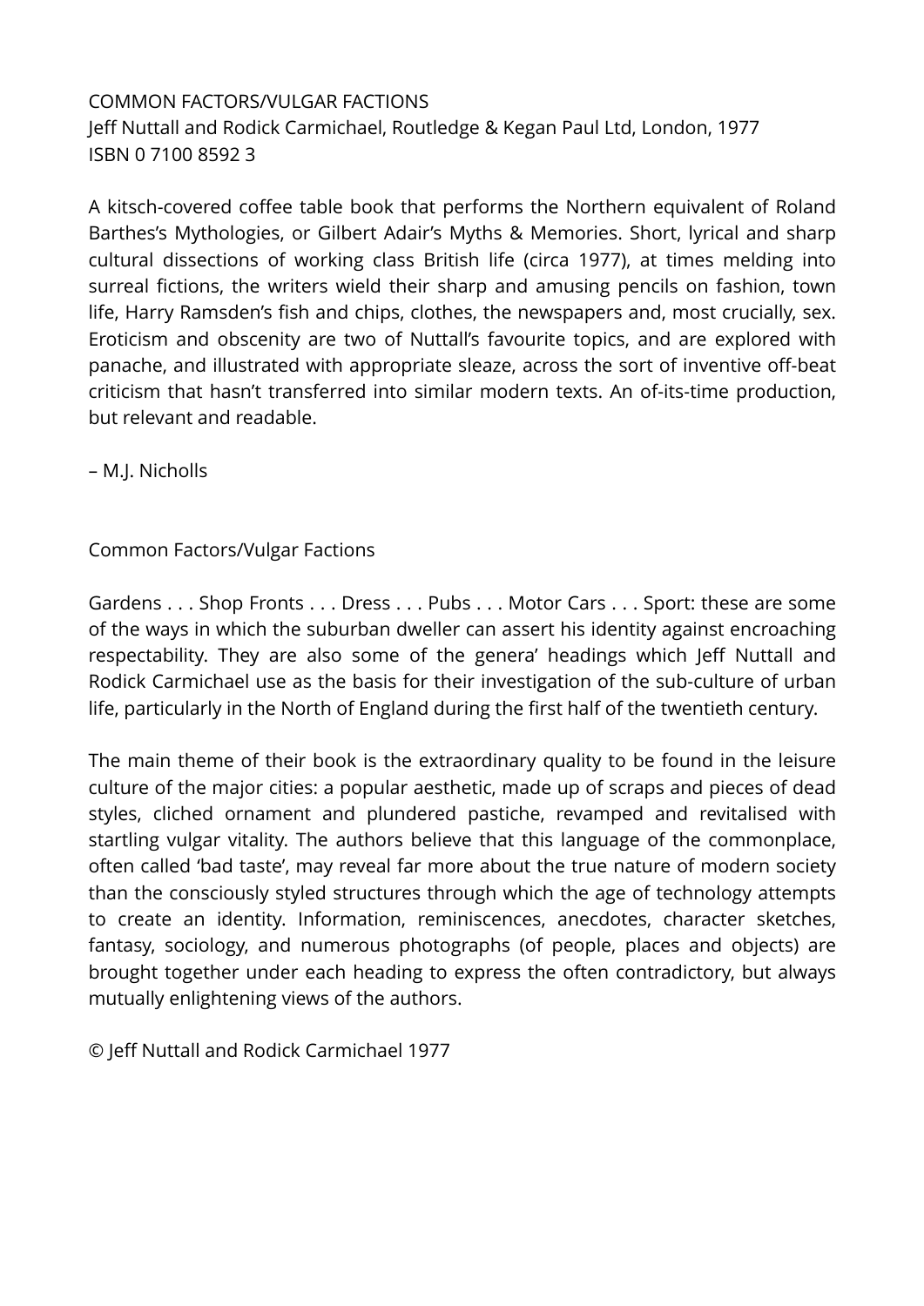COMMON FACTORS/VULGAR FACTIONS
Jeff Nuttall and Rodick Carmichael, Routledge & Kegan Paul Ltd, London, 1977
ISBN 0 7100 8592 3

A kitsch-covered coffee table book that performs the Northern equivalent of Roland Barthes's Mythologies, or Gilbert Adair's Myths & Memories. Short, lyrical and sharp cultural dissections of working class British life (circa 1977), at times melding into surreal fictions, the writers wield their sharp and amusing pencils on fashion, town life, Harry Ramsden's fish and chips, clothes, the newspapers and, most crucially, sex. Eroticism and obscenity are two of Nuttall's favourite topics, and are explored with panache, and illustrated with appropriate sleaze, across the sort of inventive off-beat criticism that hasn't transferred into similar modern texts. An of-its-time production, but relevant and readable.

– M.J. Nicholls

Common Factors/Vulgar Factions

Gardens . . . Shop Fronts . . . Dress . . . Pubs . . . Motor Cars . . . Sport: these are some of the ways in which the suburban dweller can assert his identity against encroaching respectability. They are also some of the genera' headings which Jeff Nuttall and Rodick Carmichael use as the basis for their investigation of the sub-culture of urban life, particularly in the North of England during the first half of the twentieth century.

The main theme of their book is the extraordinary quality to be found in the leisure culture of the major cities: a popular aesthetic, made up of scraps and pieces of dead styles, cliched ornament and plundered pastiche, revamped and revitalised with startling vulgar vitality. The authors believe that this language of the commonplace, often called 'bad taste', may reveal far more about the true nature of modern society than the consciously styled structures through which the age of technology attempts to create an identity. Information, reminiscences, anecdotes, character sketches, fantasy, sociology, and numerous photographs (of people, places and objects) are brought together under each heading to express the often contradictory, but always mutually enlightening views of the authors.

© Jeff Nuttall and Rodick Carmichael 1977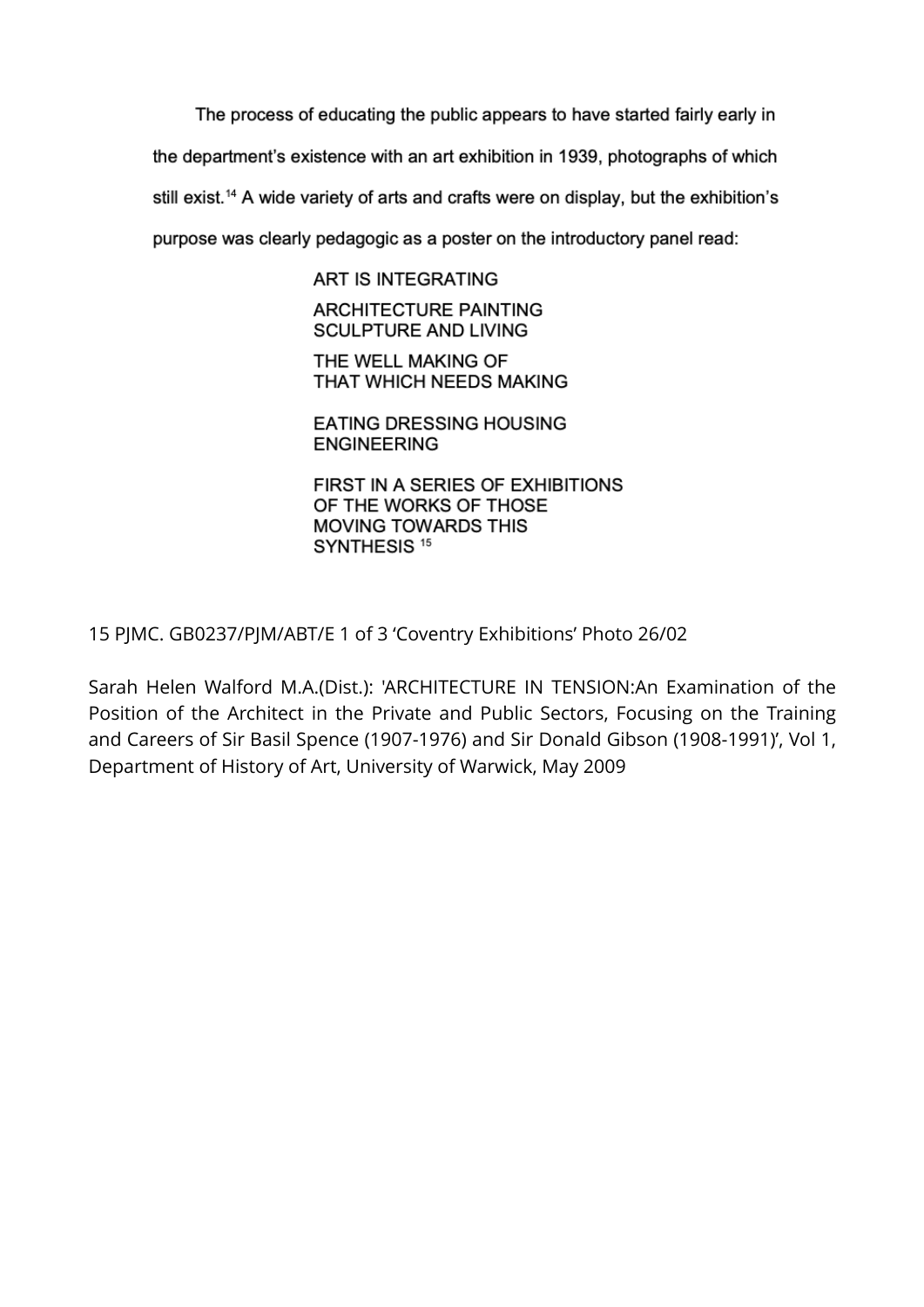The process of educating the public appears to have started fairly early in the department's existence with an art exhibition in 1939, photographs of which still exist.[14] A wide variety of arts and crafts were on display, but the exhibition's purpose was clearly pedagogic as a poster on the introductory panel read:

> ART IS INTEGRATING
>
> ARCHITECTURE PAINTING
> SCULPTURE AND LIVING
>
> THE WELL MAKING OF
> THAT WHICH NEEDS MAKING
>
> EATING DRESSING HOUSING
> ENGINEERING
>
> FIRST IN A SERIES OF EXHIBITIONS
> OF THE WORKS OF THOSE
> MOVING TOWARDS THIS
> SYNTHESIS [15]

15 PJMC. GB0237/PJM/ABT/E 1 of 3 'Coventry Exhibitions' Photo 26/02

Sarah Helen Walford M.A.(Dist.): 'ARCHITECTURE IN TENSION:An Examination of the Position of the Architect in the Private and Public Sectors, Focusing on the Training and Careers of Sir Basil Spence (1907-1976) and Sir Donald Gibson (1908-1991)', Vol 1, Department of History of Art, University of Warwick, May 2009